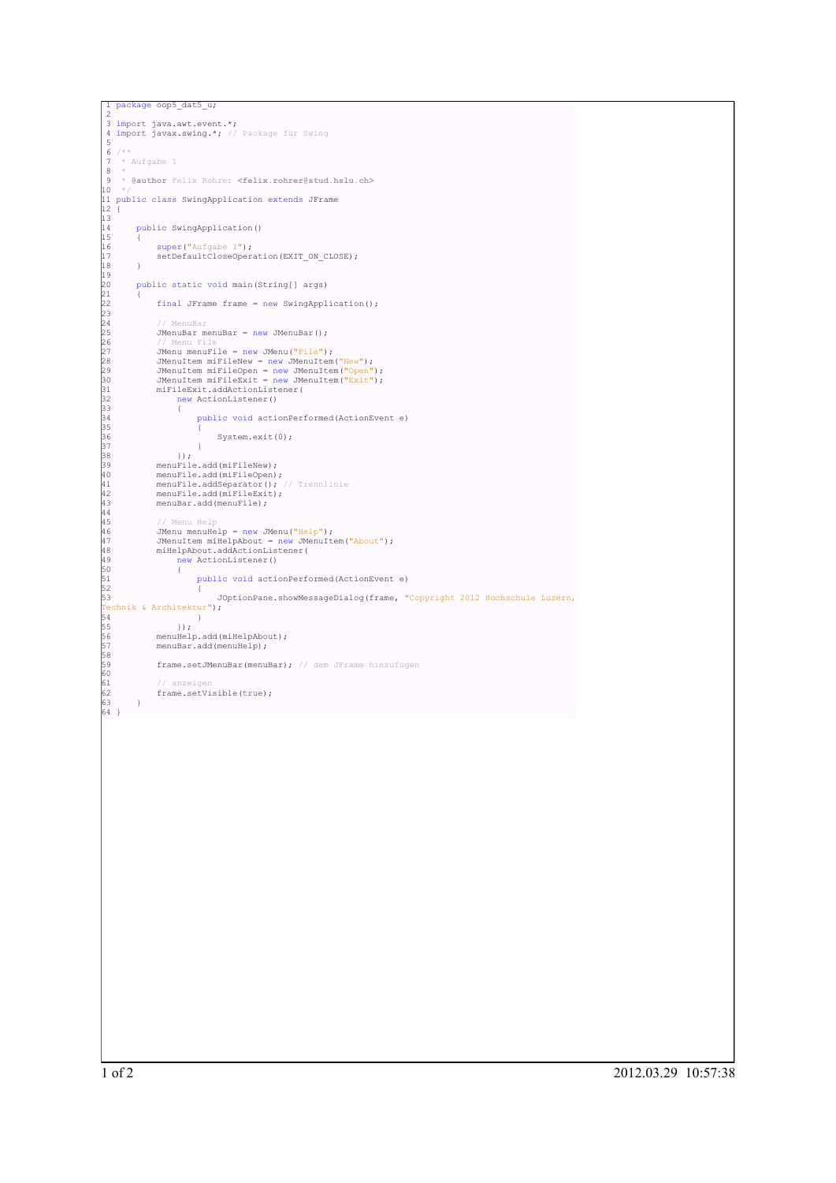```java
package oop5_dat5_u;

import java.awt.event.*;
import javax.swing.*; // Package für Swing

/**
 * Aufgabe 1
 *
 * @author Felix Rohrer <felix.rohrer@stud.hslu.ch>
 */
public class SwingApplication extends JFrame
{

    public SwingApplication()
    {
        super("Aufgabe 1");
        setDefaultCloseOperation(EXIT_ON_CLOSE);
    }

    public static void main(String[] args)
    {
        final JFrame frame = new SwingApplication();

        // MenuBar
        JMenuBar menuBar = new JMenuBar();
        // Menu File
        JMenu menuFile = new JMenu("File");
        JMenuItem miFileNew = new JMenuItem("New");
        JMenuItem miFileOpen = new JMenuItem("Open");
        JMenuItem miFileExit = new JMenuItem("Exit");
        miFileExit.addActionListener(
            new ActionListener()
            {
                public void actionPerformed(ActionEvent e)
                {
                    System.exit(0);
                }
            });
        menuFile.add(miFileNew);
        menuFile.add(miFileOpen);
        menuFile.addSeparator(); // Trennlinie
        menuFile.add(miFileExit);
        menuBar.add(menuFile);

        // Menu Help
        JMenu menuHelp = new JMenu("Help");
        JMenuItem miHelpAbout = new JMenuItem("About");
        miHelpAbout.addActionListener(
            new ActionListener()
            {
                public void actionPerformed(ActionEvent e)
                {
                    JOptionPane.showMessageDialog(frame, "Copyright 2012 Hochschule Luzern, Technik & Architektur");
                }
            });
        menuHelp.add(miHelpAbout);
        menuBar.add(menuHelp);

        frame.setJMenuBar(menuBar); // dem JFrame hinzufügen

        // anzeigen
        frame.setVisible(true);
    }
}
```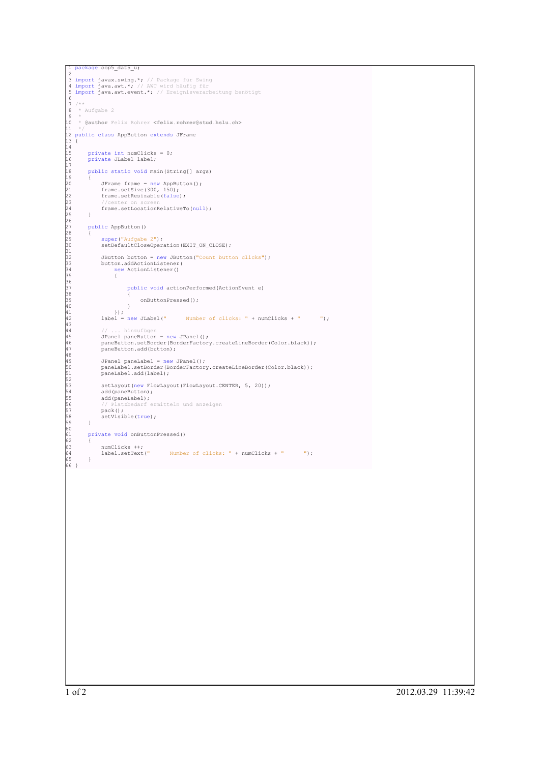```java
package oop5_dat5_u;

import javax.swing.*; // Package für Swing
import java.awt.*; // AWT wird häufig für
import java.awt.event.*; // Ereignisverarbeitung benötigt

/**
 * Aufgabe 2
 *
 * @author Felix Rohrer <felix.rohrer@stud.hslu.ch>
 */
public class AppButton extends JFrame
{

    private int numClicks = 0;
    private JLabel label;

    public static void main(String[] args)
    {
        JFrame frame = new AppButton();
        frame.setSize(300, 150);
        frame.setResizable(false);
        //center on screen
        frame.setLocationRelativeTo(null);
    }

    public AppButton()
    {
        super("Aufgabe 2");
        setDefaultCloseOperation(EXIT_ON_CLOSE);

        JButton button = new JButton("Count button clicks");
        button.addActionListener(
            new ActionListener()
            {

                public void actionPerformed(ActionEvent e)
                {
                    onButtonPressed();
                }
            });
        label = new JLabel("      Number of clicks: " + numClicks + "      ");

        // ... hinzufügen
        JPanel paneButton = new JPanel();
        paneButton.setBorder(BorderFactory.createLineBorder(Color.black));
        paneButton.add(button);

        JPanel paneLabel = new JPanel();
        paneLabel.setBorder(BorderFactory.createLineBorder(Color.black));
        paneLabel.add(label);

        setLayout(new FlowLayout(FlowLayout.CENTER, 5, 20));
        add(paneButton);
        add(paneLabel);
        // Platzbedarf ermitteln und anzeigen
        pack();
        setVisible(true);
    }

    private void onButtonPressed()
    {
        numClicks ++;
        label.setText("      Number of clicks: " + numClicks + "      ");
    }
}
```